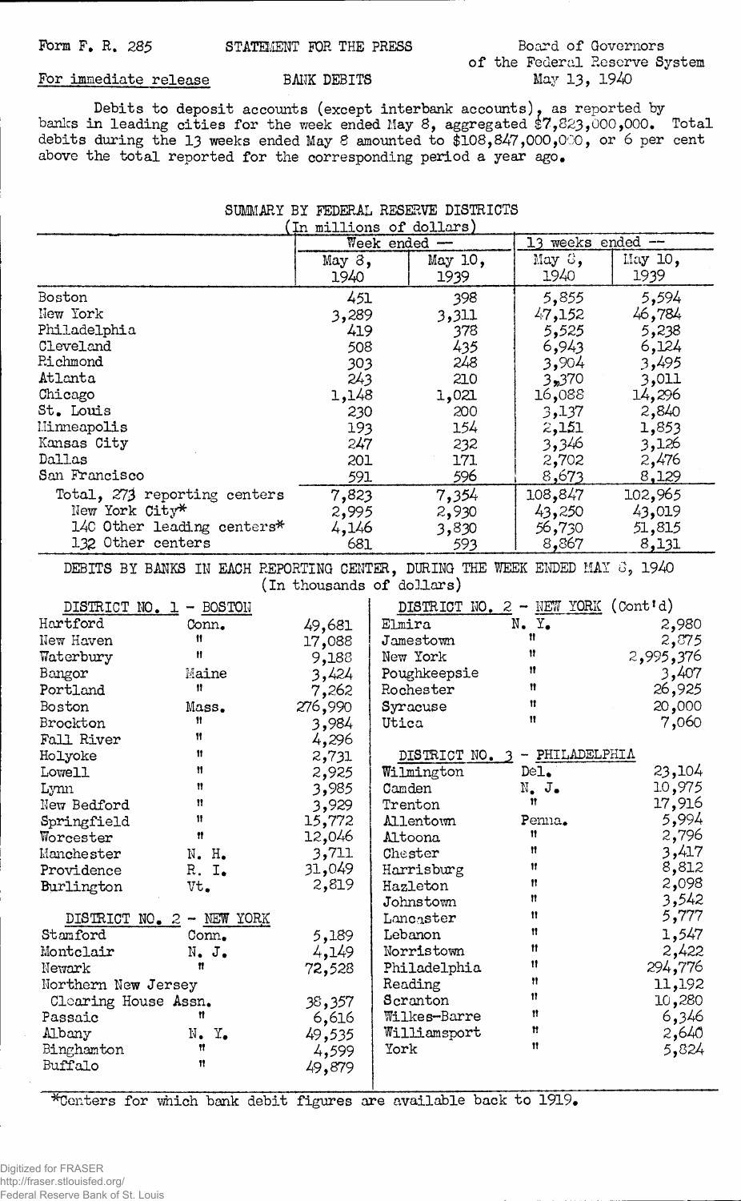Form F. R. 285 STATEMENT FOR THE PRESS Board of Governors of the Federal Reserve System

For immediate release BANK DEBITS May 13, 1940

Debits to deposit accounts (except interbank accounts), as reported by banks in leading cities for the week ended May 8, aggregated $7,823,000,000. Total debits during the 13 weeks ended May 8 amounted to $108,847,000,000, or 6 per cent above the total reported for the corresponding period a year ago.

## SUMMARY BY FEDERAL RESERVE DISTRICTS

(In millions of dollars)

| | Week ended -- | | 13 weeks ended -- | |
|---|---|---|---|---|
| | May 8, 1940 | May 10, 1939 | May 8, 1940 | May 10, 1939 |
| Boston | 451 | 398 | 5,855 | 5,594 |
| New York | 3,289 | 3,311 | 47,152 | 46,784 |
| Philadelphia | 419 | 378 | 5,525 | 5,238 |
| Cleveland | 508 | 435 | 6,943 | 6,124 |
| Richmond | 303 | 248 | 3,904 | 3,495 |
| Atlanta | 243 | 210 | 3,370 | 3,011 |
| Chicago | 1,148 | 1,021 | 16,088 | 14,296 |
| St. Louis | 230 | 200 | 3,137 | 2,840 |
| Minneapolis | 193 | 154 | 2,151 | 1,853 |
| Kansas City | 247 | 232 | 3,346 | 3,126 |
| Dallas | 201 | 171 | 2,702 | 2,476 |
| San Francisco | 591 | 596 | 8,673 | 8,129 |
| Total, 273 reporting centers | 7,823 | 7,354 | 108,847 | 102,965 |
| New York City* | 2,995 | 2,930 | 43,250 | 43,019 |
| 140 Other leading centers* | 4,146 | 3,830 | 56,730 | 51,815 |
| 132 Other centers | 681 | 593 | 8,867 | 8,131 |

## DEBITS BY BANKS IN EACH REPORTING CENTER, DURING THE WEEK ENDED MAY 8, 1940

(In thousands of dollars)

| DISTRICT NO. 1 - BOSTON | | |
|---|---|---|
| Hartford | Conn. | 49,681 |
| New Haven | " | 17,088 |
| Waterbury | " | 9,188 |
| Bangor | Maine | 3,424 |
| Portland | " | 7,262 |
| Boston | Mass. | 276,990 |
| Brockton | " | 3,984 |
| Fall River | " | 4,296 |
| Holyoke | " | 2,731 |
| Lowell | " | 2,925 |
| Lynn | " | 3,985 |
| New Bedford | " | 3,929 |
| Springfield | " | 15,772 |
| Worcester | " | 12,046 |
| Manchester | N. H. | 3,711 |
| Providence | R. I. | 31,049 |
| Burlington | Vt. | 2,819 |

| DISTRICT NO. 2 - NEW YORK | | |
|---|---|---|
| Stamford | Conn. | 5,189 |
| Montclair | N. J. | 4,149 |
| Newark | " | 72,528 |
| Northern New Jersey Clearing House Assn. | | 38,357 |
| Passaic | " | 6,616 |
| Albany | N. Y. | 49,535 |
| Binghamton | " | 4,599 |
| Buffalo | " | 49,879 |
| Elmira | N. Y. | 2,980 |
| Jamestown | " | 2,875 |
| New York | " | 2,995,376 |
| Poughkeepsie | " | 3,407 |
| Rochester | " | 26,925 |
| Syracuse | " | 20,000 |
| Utica | " | 7,060 |

| DISTRICT NO. 3 - PHILADELPHIA | | |
|---|---|---|
| Wilmington | Del. | 23,104 |
| Camden | N. J. | 10,975 |
| Trenton | " | 17,916 |
| Allentown | Penna. | 5,994 |
| Altoona | " | 2,796 |
| Chester | " | 3,417 |
| Harrisburg | " | 8,812 |
| Hazleton | " | 2,098 |
| Johnstown | " | 3,542 |
| Lancaster | " | 5,777 |
| Lebanon | " | 1,547 |
| Norristown | " | 2,422 |
| Philadelphia | " | 294,776 |
| Reading | " | 11,192 |
| Scranton | " | 10,280 |
| Wilkes-Barre | " | 6,346 |
| Williamsport | " | 2,640 |
| York | " | 5,824 |

*Centers for which bank debit figures are available back to 1919.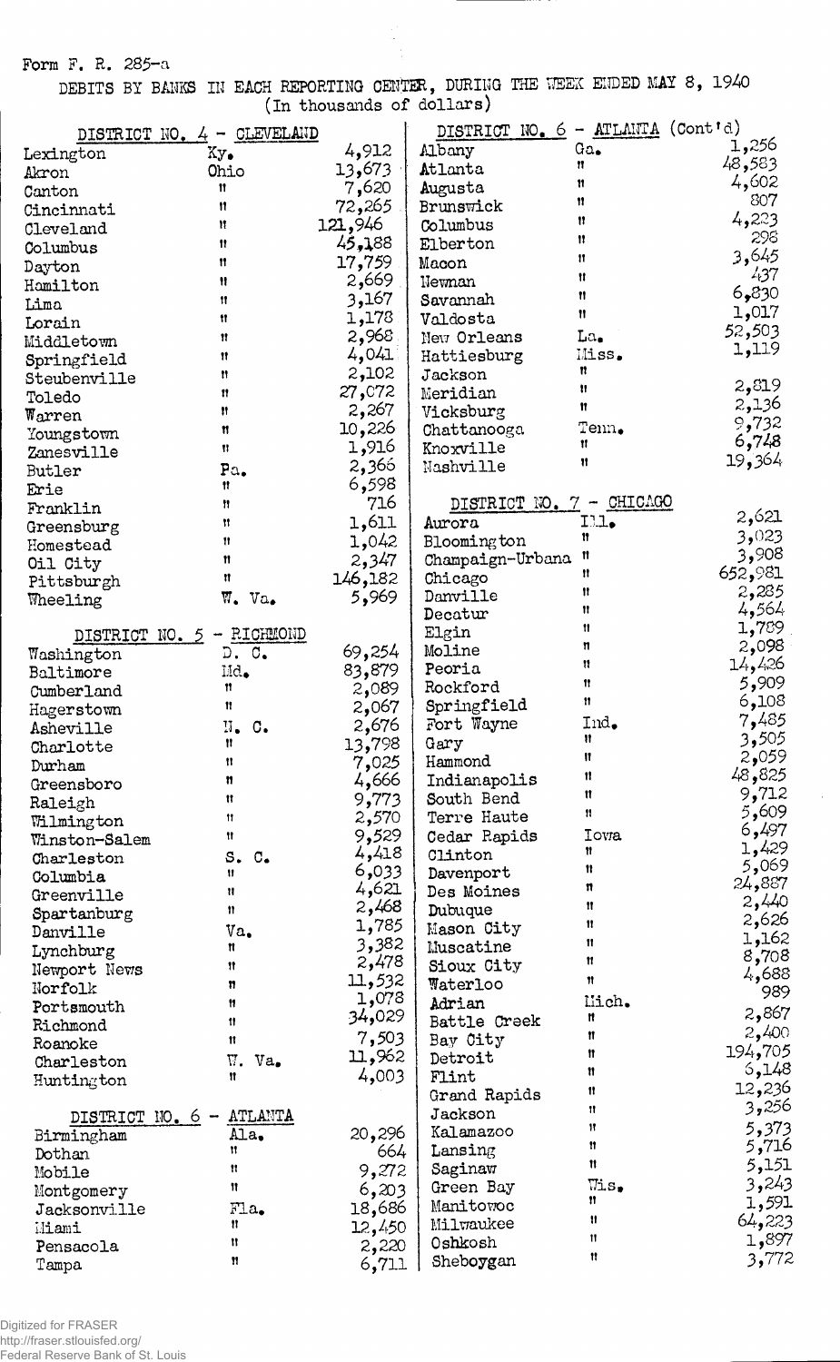Form F. R. 285-a

DEBITS BY BANKS IN EACH REPORTING CENTER, DURING THE WEEK ENDED MAY 8, 1940
(In thousands of dollars)

| DISTRICT NO. 4 - CLEVELAND | | |
|---|---|---|
| Lexington | Ky. | 4,912 |
| Akron | Ohio | 13,673 |
| Canton | " | 7,620 |
| Cincinnati | " | 72,265 |
| Cleveland | " | 121,946 |
| Columbus | " | 45,188 |
| Dayton | " | 17,759 |
| Hamilton | " | 2,669 |
| Lima | " | 3,167 |
| Lorain | " | 1,178 |
| Middletown | " | 2,968 |
| Springfield | " | 4,041 |
| Steubenville | " | 2,102 |
| Toledo | " | 27,072 |
| Warren | " | 2,267 |
| Youngstown | " | 10,226 |
| Zanesville | " | 1,916 |
| Butler | Pa. | 2,366 |
| Erie | " | 6,598 |
| Franklin | " | 716 |
| Greensburg | " | 1,611 |
| Homestead | " | 1,042 |
| Oil City | " | 2,347 |
| Pittsburgh | " | 146,182 |
| Wheeling | W. Va. | 5,969 |

| DISTRICT NO. 5 - RICHMOND | | |
|---|---|---|
| Washington | D. C. | 69,254 |
| Baltimore | Md. | 83,879 |
| Cumberland | " | 2,089 |
| Hagerstown | " | 2,067 |
| Asheville | N. C. | 2,676 |
| Charlotte | " | 13,798 |
| Durham | " | 7,025 |
| Greensboro | " | 4,666 |
| Raleigh | " | 9,773 |
| Wilmington | " | 2,570 |
| Winston-Salem | " | 9,529 |
| Charleston | S. C. | 4,418 |
| Columbia | " | 6,033 |
| Greenville | " | 4,621 |
| Spartanburg | " | 2,468 |
| Danville | Va. | 1,785 |
| Lynchburg | " | 3,382 |
| Newport News | " | 2,478 |
| Norfolk | " | 11,532 |
| Portsmouth | " | 1,078 |
| Richmond | " | 34,029 |
| Roanoke | " | 7,503 |
| Charleston | W. Va. | 11,962 |
| Huntington | " | 4,003 |

| DISTRICT NO. 6 - ATLANTA | | |
|---|---|---|
| Birmingham | Ala. | 20,296 |
| Dothan | " | 664 |
| Mobile | " | 9,272 |
| Montgomery | " | 6,203 |
| Jacksonville | Fla. | 18,686 |
| Miami | " | 12,450 |
| Pensacola | " | 2,220 |
| Tampa | " | 6,711 |

| DISTRICT NO. 6 - ATLANTA (Cont'd) | | |
|---|---|---|
| Albany | Ga. | 1,256 |
| Atlanta | " | 48,583 |
| Augusta | " | 4,602 |
| Brunswick | " | 807 |
| Columbus | " | 4,223 |
| Elberton | " | 298 |
| Macon | " | 3,645 |
| Newnan | " | 437 |
| Savannah | " | 6,830 |
| Valdosta | " | 1,017 |
| New Orleans | La. | 52,503 |
| Hattiesburg | Miss. | 1,119 |
| Jackson | " | |
| Meridian | " | 2,819 |
| Vicksburg | " | 2,136 |
| Chattanooga | Tenn. | 9,732 |
| Knoxville | " | 6,748 |
| Nashville | " | 19,364 |

| DISTRICT NO. 7 - CHICAGO | | |
|---|---|---|
| Aurora | Ill. | 2,621 |
| Bloomington | " | 3,023 |
| Champaign-Urbana | " | 3,908 |
| Chicago | " | 652,981 |
| Danville | " | 2,285 |
| Decatur | " | 4,564 |
| Elgin | " | 1,789 |
| Moline | " | 2,098 |
| Peoria | " | 14,426 |
| Rockford | " | 5,909 |
| Springfield | " | 6,108 |
| Fort Wayne | Ind. | 7,485 |
| Gary | " | 3,505 |
| Hammond | " | 2,059 |
| Indianapolis | " | 48,825 |
| South Bend | " | 9,712 |
| Terre Haute | " | 5,609 |
| Cedar Rapids | Iowa | 6,497 |
| Clinton | " | 1,429 |
| Davenport | " | 5,069 |
| Des Moines | " | 24,887 |
| Dubuque | " | 2,440 |
| Mason City | " | 2,626 |
| Muscatine | " | 1,162 |
| Sioux City | " | 8,708 |
| Waterloo | " | 4,688 |
| Adrian | Mich. | 989 |
| Battle Creek | " | 2,867 |
| Bay City | " | 2,400 |
| Detroit | " | 194,705 |
| Flint | " | 6,148 |
| Grand Rapids | " | 12,236 |
| Jackson | " | 3,256 |
| Kalamazoo | " | 5,373 |
| Lansing | " | 5,716 |
| Saginaw | " | 5,151 |
| Green Bay | Wis. | 3,243 |
| Manitowoc | " | 1,591 |
| Milwaukee | " | 64,223 |
| Oshkosh | " | 1,897 |
| Sheboygan | " | 3,772 |

Digitized for FRASER
http://fraser.stlouisfed.org/
Federal Reserve Bank of St. Louis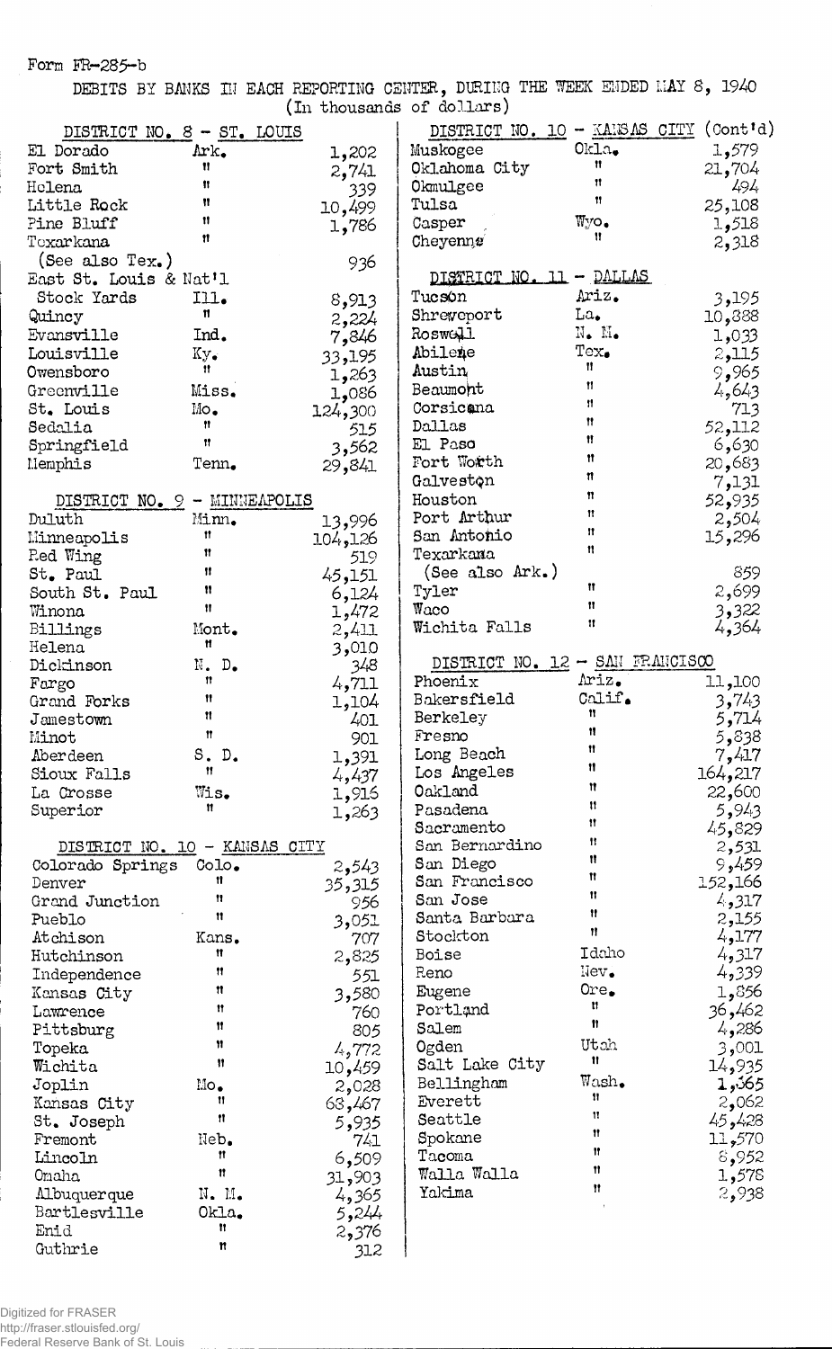Form FR-285-b

DEBITS BY BANKS IN EACH REPORTING CENTER, DURING THE WEEK ENDED MAY 8, 1940
(In thousands of dollars)

| | | |
|---|---|---|
| **DISTRICT NO. 8 - ST. LOUIS** | | |
| El Dorado | Ark. | 1,202 |
| Fort Smith | " | 2,741 |
| Helena | " | 339 |
| Little Rock | " | 10,499 |
| Pine Bluff | " | 1,786 |
| Texarkana (See also Tex.) | " | 936 |
| East St. Louis & Nat'l Stock Yards | Ill. | 8,913 |
| Quincy | " | 2,224 |
| Evansville | Ind. | 7,846 |
| Louisville | Ky. | 33,195 |
| Owensboro | " | 1,263 |
| Greenville | Miss. | 1,086 |
| St. Louis | Mo. | 124,300 |
| Sedalia | " | 515 |
| Springfield | " | 3,562 |
| Memphis | Tenn. | 29,841 |
| **DISTRICT NO. 9 - MINNEAPOLIS** | | |
| Duluth | Minn. | 13,996 |
| Minneapolis | " | 104,126 |
| Red Wing | " | 519 |
| St. Paul | " | 45,151 |
| South St. Paul | " | 6,124 |
| Winona | " | 1,472 |
| Billings | Mont. | 2,411 |
| Helena | " | 3,010 |
| Dickinson | N. D. | 348 |
| Fargo | " | 4,711 |
| Grand Forks | " | 1,104 |
| Jamestown | " | 401 |
| Minot | " | 901 |
| Aberdeen | S. D. | 1,391 |
| Sioux Falls | " | 4,437 |
| La Crosse | Wis. | 1,916 |
| Superior | " | 1,263 |
| **DISTRICT NO. 10 - KANSAS CITY** | | |
| Colorado Springs | Colo. | 2,543 |
| Denver | " | 35,315 |
| Grand Junction | " | 956 |
| Pueblo | " | 3,051 |
| Atchison | Kans. | 707 |
| Hutchinson | " | 2,825 |
| Independence | " | 551 |
| Kansas City | " | 3,580 |
| Lawrence | " | 760 |
| Pittsburg | " | 805 |
| Topeka | " | 4,772 |
| Wichita | " | 10,459 |
| Joplin | Mo. | 2,028 |
| Kansas City | " | 68,467 |
| St. Joseph | " | 5,935 |
| Fremont | Neb. | 741 |
| Lincoln | " | 6,509 |
| Omaha | " | 31,903 |
| Albuquerque | N. M. | 4,365 |
| Bartlesville | Okla. | 5,244 |
| Enid | " | 2,376 |
| Guthrie | " | 312 |
| **DISTRICT NO. 10 - KANSAS CITY (Cont'd)** | | |
| Muskogee | Okla. | 1,579 |
| Oklahoma City | " | 21,704 |
| Okmulgee | " | 494 |
| Tulsa | " | 25,108 |
| Casper | Wyo. | 1,518 |
| Cheyenne | " | 2,318 |
| **DISTRICT NO. 11 - DALLAS** | | |
| Tucson | Ariz. | 3,195 |
| Shreveport | La. | 10,388 |
| Roswell | N. M. | 1,033 |
| Abilene | Tex. | 2,115 |
| Austin | " | 9,965 |
| Beaumont | " | 4,643 |
| Corsicana | " | 713 |
| Dallas | " | 52,112 |
| El Paso | " | 6,630 |
| Fort Worth | " | 20,683 |
| Galveston | " | 7,131 |
| Houston | " | 52,935 |
| Port Arthur | " | 2,504 |
| San Antonio | " | 15,296 |
| Texarkana (See also Ark.) | " | 859 |
| Tyler | " | 2,699 |
| Waco | " | 3,322 |
| Wichita Falls | " | 4,364 |
| **DISTRICT NO. 12 - SAN FRANCISCO** | | |
| Phoenix | Ariz. | 11,100 |
| Bakersfield | Calif. | 3,743 |
| Berkeley | " | 5,714 |
| Fresno | " | 5,838 |
| Long Beach | " | 7,417 |
| Los Angeles | " | 164,217 |
| Oakland | " | 22,600 |
| Pasadena | " | 5,943 |
| Sacramento | " | 45,829 |
| San Bernardino | " | 2,531 |
| San Diego | " | 9,459 |
| San Francisco | " | 152,166 |
| San Jose | " | 4,317 |
| Santa Barbara | " | 2,155 |
| Stockton | " | 4,177 |
| Boise | Idaho | 4,317 |
| Reno | Nev. | 4,339 |
| Eugene | Ore. | 1,856 |
| Portland | " | 36,462 |
| Salem | " | 4,286 |
| Ogden | Utah | 3,001 |
| Salt Lake City | " | 14,935 |
| Bellingham | Wash. | 1,365 |
| Everett | " | 2,062 |
| Seattle | " | 45,428 |
| Spokane | " | 11,570 |
| Tacoma | " | 8,952 |
| Walla Walla | " | 1,578 |
| Yakima | " | 2,938 |

Digitized for FRASER
http://fraser.stlouisfed.org/
Federal Reserve Bank of St. Louis